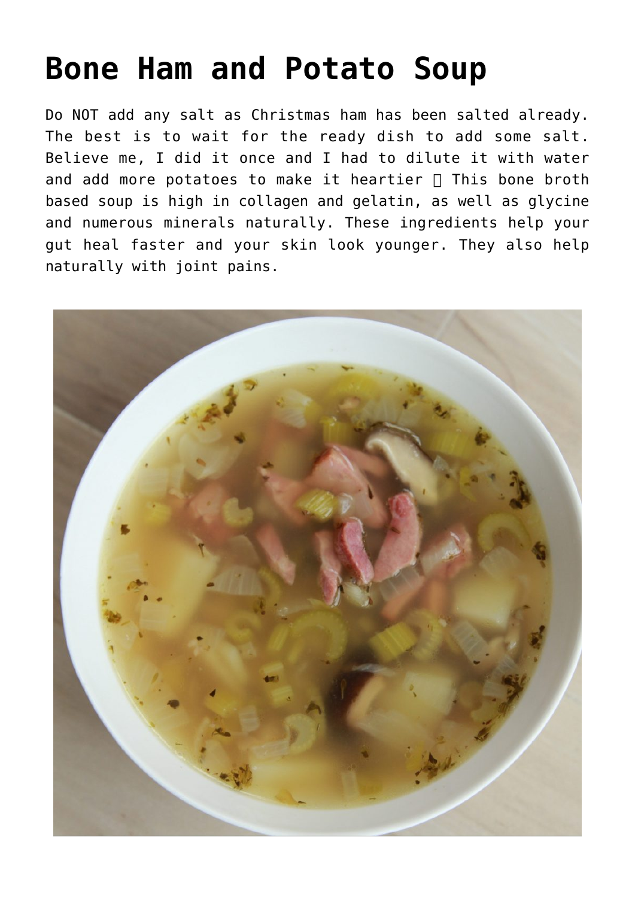# Bone Ham and Potato Soup

Do NOT add any salt as Christmas ham has been salted already. The best is to wait for the ready dish to add some salt. Believe me, I did it once and I had to dilute it with water and add more potatoes to make it heartier  This bone broth based soup is high in collagen and gelatin, as well as glycine and numerous minerals naturally. These ingredients help your gut heal faster and your skin look younger. They also help naturally with joint pains.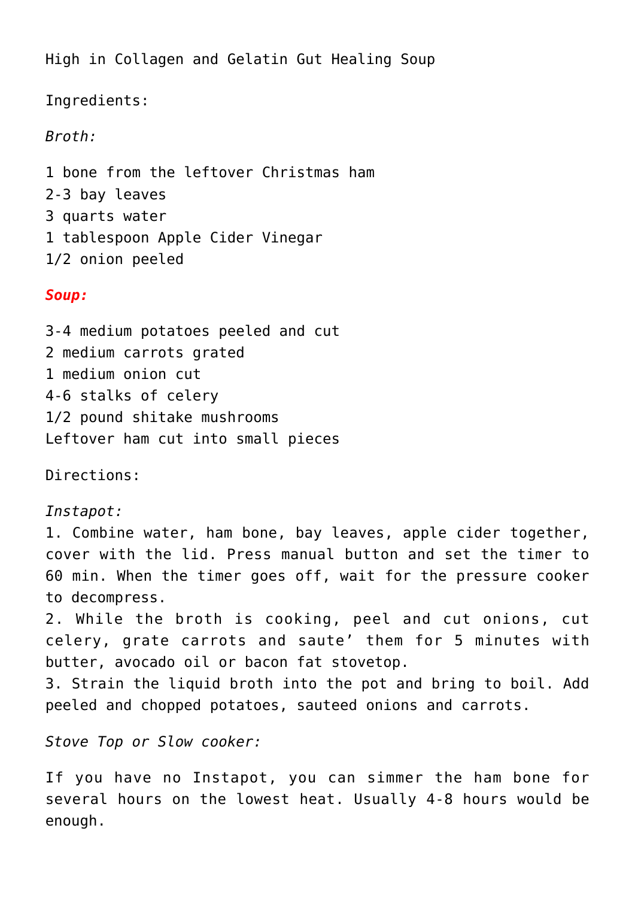High in Collagen and Gelatin Gut Healing Soup

Ingredients:

*Broth:*

1 bone from the leftover Christmas ham
2-3 bay leaves
3 quarts water
1 tablespoon Apple Cider Vinegar
1/2 onion peeled

***Soup:***

3-4 medium potatoes peeled and cut
2 medium carrots grated
1 medium onion cut
4-6 stalks of celery
1/2 pound shitake mushrooms
Leftover ham cut into small pieces

Directions:

*Instapot:*
1. Combine water, ham bone, bay leaves, apple cider together, cover with the lid. Press manual button and set the timer to 60 min. When the timer goes off, wait for the pressure cooker to decompress.
2. While the broth is cooking, peel and cut onions, cut celery, grate carrots and saute' them for 5 minutes with butter, avocado oil or bacon fat stovetop.
3. Strain the liquid broth into the pot and bring to boil. Add peeled and chopped potatoes, sauteed onions and carrots.

*Stove Top or Slow cooker:*

If you have no Instapot, you can simmer the ham bone for several hours on the lowest heat. Usually 4-8 hours would be enough.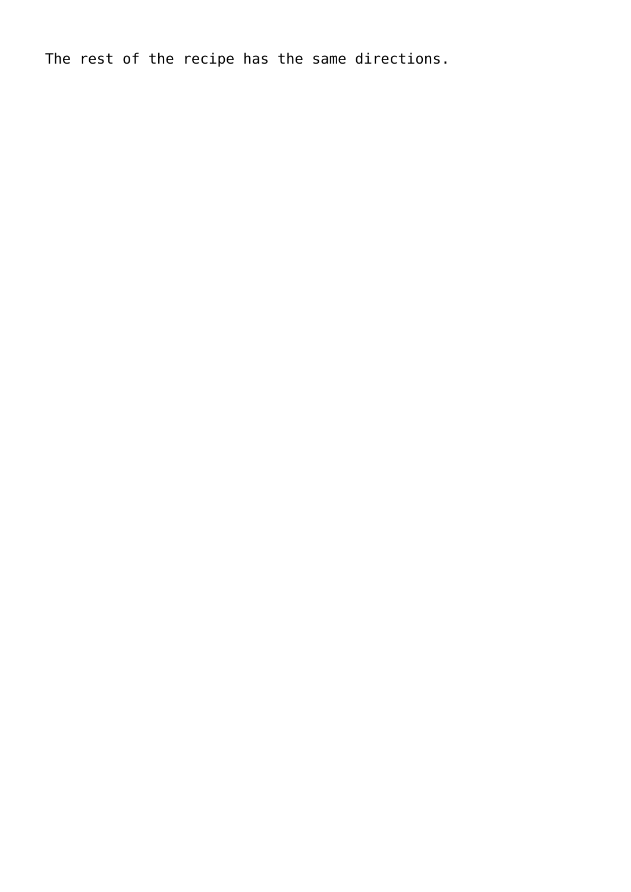The rest of the recipe has the same directions.